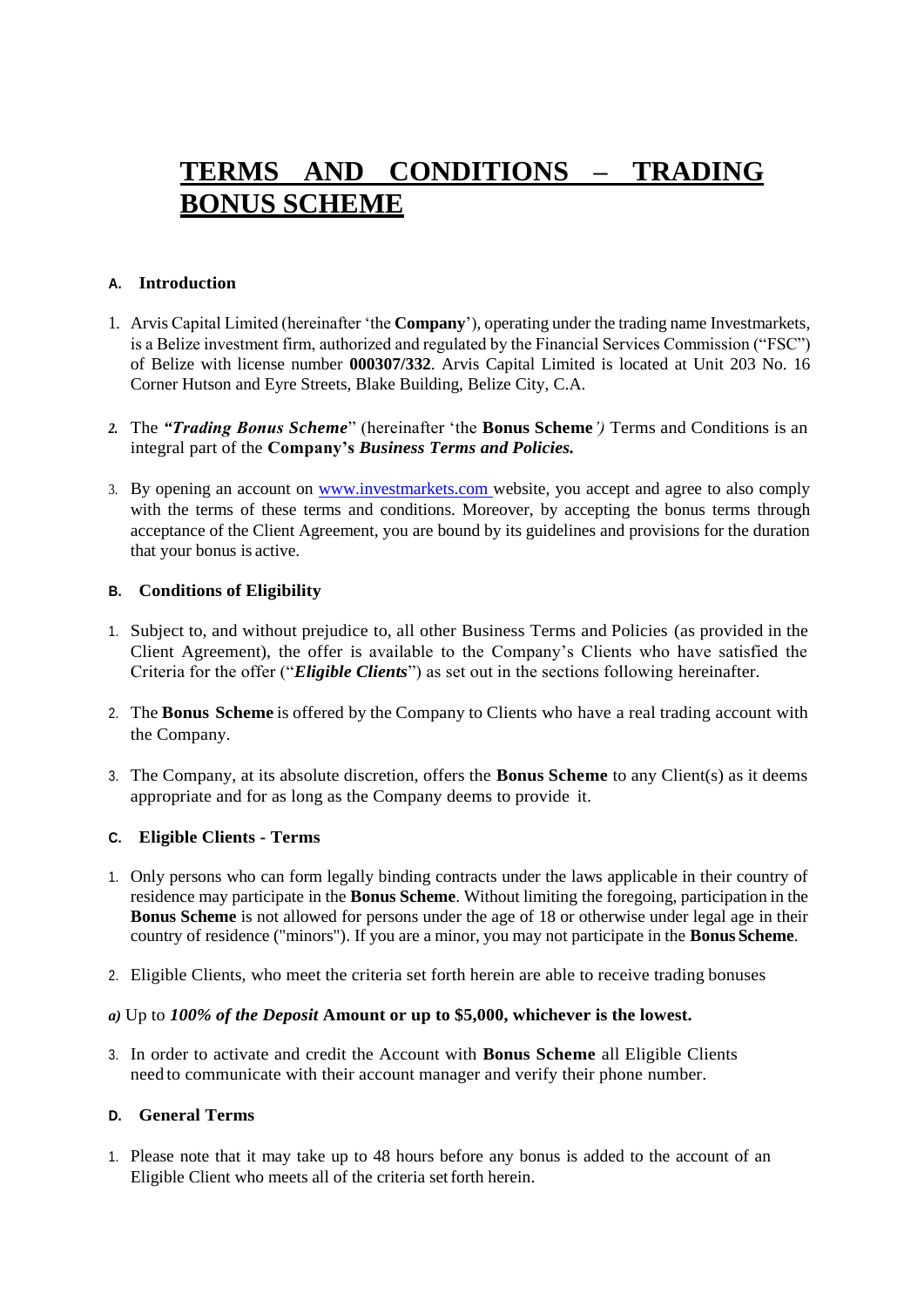# TERMS AND CONDITIONS – TRADING BONUS SCHEME

## A. Introduction

1. Arvis Capital Limited (hereinafter 'the **Company**'), operating under the trading name Investmarkets, is a Belize investment firm, authorized and regulated by the Financial Services Commission ("FSC") of Belize with license number **000307/332**. Arvis Capital Limited is located at Unit 203 No. 16 Corner Hutson and Eyre Streets, Blake Building, Belize City, C.A.

2. The ***"Trading Bonus Scheme***" (hereinafter 'the **Bonus Scheme***')* Terms and Conditions is an integral part of the **Company's *Business Terms and Policies.***

3. By opening an account on [www.investmarkets.com](www.investmarkets.com) website, you accept and agree to also comply with the terms of these terms and conditions. Moreover, by accepting the bonus terms through acceptance of the Client Agreement, you are bound by its guidelines and provisions for the duration that your bonus is active.

## B. Conditions of Eligibility

1. Subject to, and without prejudice to, all other Business Terms and Policies (as provided in the Client Agreement), the offer is available to the Company's Clients who have satisfied the Criteria for the offer ("***Eligible Clients***") as set out in the sections following hereinafter.

2. The **Bonus Scheme** is offered by the Company to Clients who have a real trading account with the Company.

3. The Company, at its absolute discretion, offers the **Bonus Scheme** to any Client(s) as it deems appropriate and for as long as the Company deems to provide it.

## C. Eligible Clients - Terms

1. Only persons who can form legally binding contracts under the laws applicable in their country of residence may participate in the **Bonus Scheme**. Without limiting the foregoing, participation in the **Bonus Scheme** is not allowed for persons under the age of 18 or otherwise under legal age in their country of residence ("minors"). If you are a minor, you may not participate in the **Bonus Scheme**.

2. Eligible Clients, who meet the criteria set forth herein are able to receive trading bonuses

*a)* Up to ***100% of the Deposit*** **Amount or up to $5,000, whichever is the lowest.**

3. In order to activate and credit the Account with **Bonus Scheme** all Eligible Clients need to communicate with their account manager and verify their phone number.

## D. General Terms

1. Please note that it may take up to 48 hours before any bonus is added to the account of an Eligible Client who meets all of the criteria set forth herein.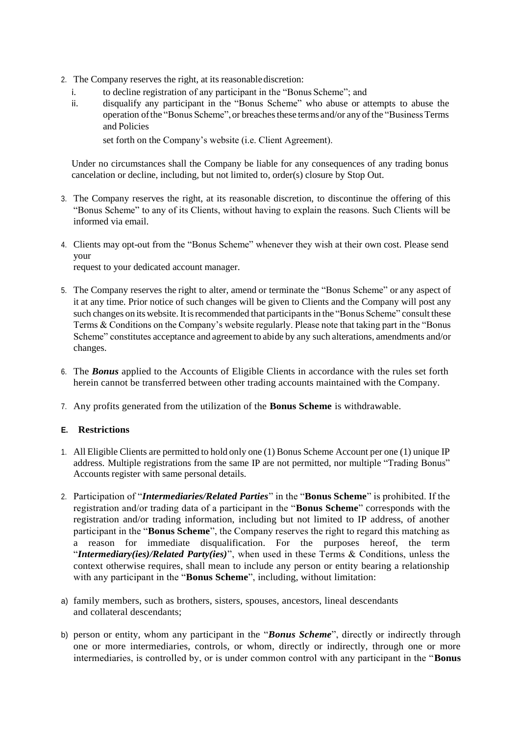2. The Company reserves the right, at its reasonable discretion:
   i. to decline registration of any participant in the "Bonus Scheme"; and
   ii. disqualify any participant in the "Bonus Scheme" who abuse or attempts to abuse the operation of the "Bonus Scheme", or breaches these terms and/or any of the "Business Terms and Policies

      set forth on the Company's website (i.e. Client Agreement).

   Under no circumstances shall the Company be liable for any consequences of any trading bonus cancelation or decline, including, but not limited to, order(s) closure by Stop Out.

3. The Company reserves the right, at its reasonable discretion, to discontinue the offering of this "Bonus Scheme" to any of its Clients, without having to explain the reasons. Such Clients will be informed via email.

4. Clients may opt-out from the "Bonus Scheme" whenever they wish at their own cost. Please send your
   request to your dedicated account manager.

5. The Company reserves the right to alter, amend or terminate the "Bonus Scheme" or any aspect of it at any time. Prior notice of such changes will be given to Clients and the Company will post any such changes on its website. It is recommended that participants in the "Bonus Scheme" consult these Terms & Conditions on the Company's website regularly. Please note that taking part in the "Bonus Scheme" constitutes acceptance and agreement to abide by any such alterations, amendments and/or changes.

6. The ***Bonus*** applied to the Accounts of Eligible Clients in accordance with the rules set forth herein cannot be transferred between other trading accounts maintained with the Company.

7. Any profits generated from the utilization of the **Bonus Scheme** is withdrawable.

### E. Restrictions

1. All Eligible Clients are permitted to hold only one (1) Bonus Scheme Account per one (1) unique IP address. Multiple registrations from the same IP are not permitted, nor multiple "Trading Bonus" Accounts register with same personal details.

2. Participation of "***Intermediaries/Related Parties***" in the "**Bonus Scheme**" is prohibited. If the registration and/or trading data of a participant in the "**Bonus Scheme**" corresponds with the registration and/or trading information, including but not limited to IP address, of another participant in the "**Bonus Scheme**", the Company reserves the right to regard this matching as a reason for immediate disqualification. For the purposes hereof, the term "***Intermediary(ies)/Related Party(ies)***", when used in these Terms & Conditions, unless the context otherwise requires, shall mean to include any person or entity bearing a relationship with any participant in the "**Bonus Scheme**", including, without limitation:

a) family members, such as brothers, sisters, spouses, ancestors, lineal descendants and collateral descendants;

b) person or entity, whom any participant in the "***Bonus Scheme***", directly or indirectly through one or more intermediaries, controls, or whom, directly or indirectly, through one or more intermediaries, is controlled by, or is under common control with any participant in the "**Bonus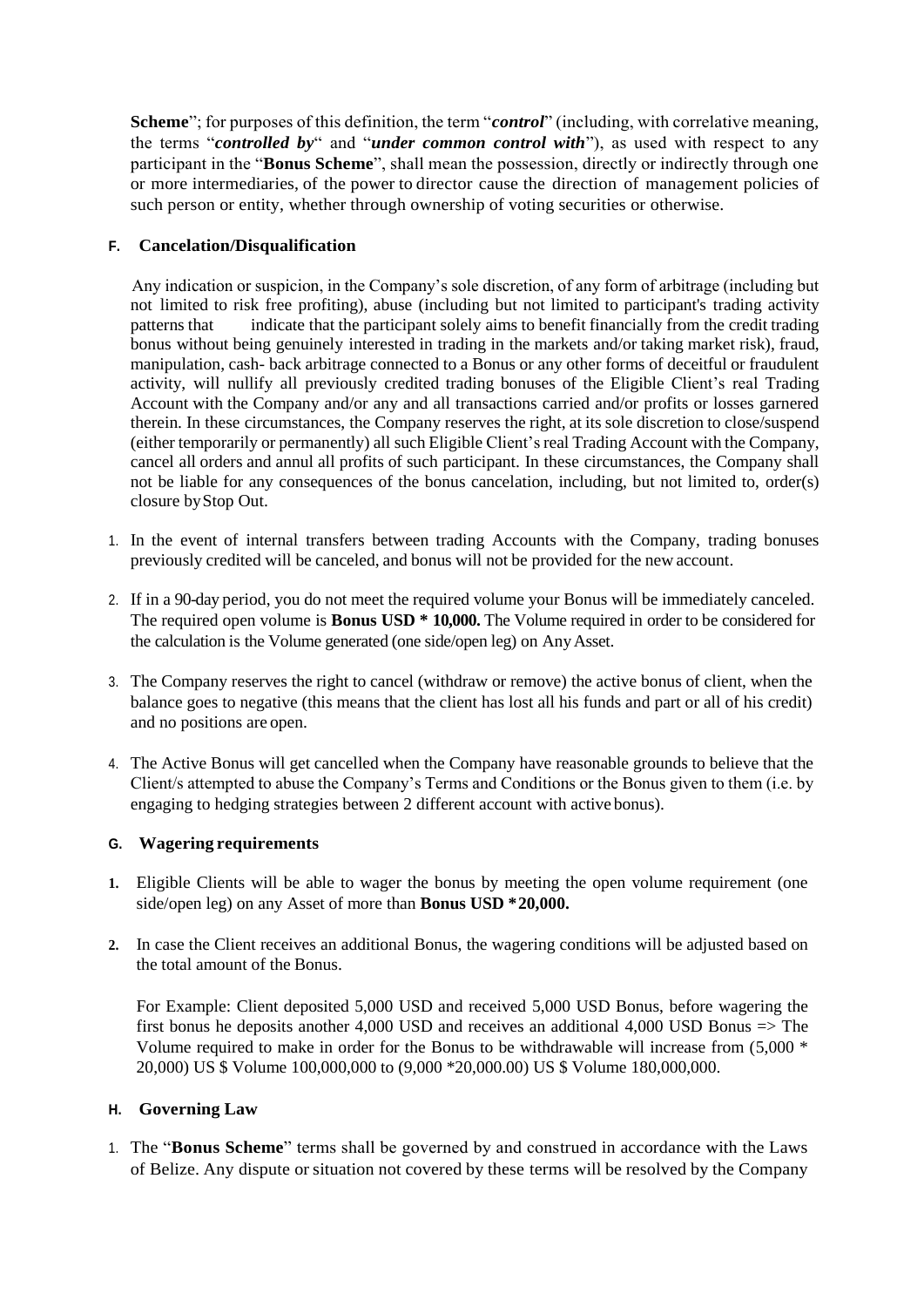**Scheme**"; for purposes of this definition, the term "***control***" (including, with correlative meaning, the terms "***controlled by***" and "***under common control with***"), as used with respect to any participant in the "**Bonus Scheme**", shall mean the possession, directly or indirectly through one or more intermediaries, of the power to director cause the direction of management policies of such person or entity, whether through ownership of voting securities or otherwise.

### F. Cancelation/Disqualification

Any indication or suspicion, in the Company's sole discretion, of any form of arbitrage (including but not limited to risk free profiting), abuse (including but not limited to participant's trading activity patterns that indicate that the participant solely aims to benefit financially from the credit trading bonus without being genuinely interested in trading in the markets and/or taking market risk), fraud, manipulation, cash- back arbitrage connected to a Bonus or any other forms of deceitful or fraudulent activity, will nullify all previously credited trading bonuses of the Eligible Client's real Trading Account with the Company and/or any and all transactions carried and/or profits or losses garnered therein. In these circumstances, the Company reserves the right, at its sole discretion to close/suspend (either temporarily or permanently) all such Eligible Client's real Trading Account with the Company, cancel all orders and annul all profits of such participant. In these circumstances, the Company shall not be liable for any consequences of the bonus cancelation, including, but not limited to, order(s) closure by Stop Out.

1. In the event of internal transfers between trading Accounts with the Company, trading bonuses previously credited will be canceled, and bonus will not be provided for the new account.
2. If in a 90-day period, you do not meet the required volume your Bonus will be immediately canceled. The required open volume is **Bonus USD * 10,000.** The Volume required in order to be considered for the calculation is the Volume generated (one side/open leg) on Any Asset.
3. The Company reserves the right to cancel (withdraw or remove) the active bonus of client, when the balance goes to negative (this means that the client has lost all his funds and part or all of his credit) and no positions are open.
4. The Active Bonus will get cancelled when the Company have reasonable grounds to believe that the Client/s attempted to abuse the Company's Terms and Conditions or the Bonus given to them (i.e. by engaging to hedging strategies between 2 different account with active bonus).

### G. Wagering requirements

1. Eligible Clients will be able to wager the bonus by meeting the open volume requirement (one side/open leg) on any Asset of more than **Bonus USD *20,000.**
2. In case the Client receives an additional Bonus, the wagering conditions will be adjusted based on the total amount of the Bonus.

   For Example: Client deposited 5,000 USD and received 5,000 USD Bonus, before wagering the first bonus he deposits another 4,000 USD and receives an additional 4,000 USD Bonus => The Volume required to make in order for the Bonus to be withdrawable will increase from (5,000 * 20,000) US $ Volume 100,000,000 to (9,000 *20,000.00) US $ Volume 180,000,000.

### H. Governing Law

1. The "**Bonus Scheme**" terms shall be governed by and construed in accordance with the Laws of Belize. Any dispute or situation not covered by these terms will be resolved by the Company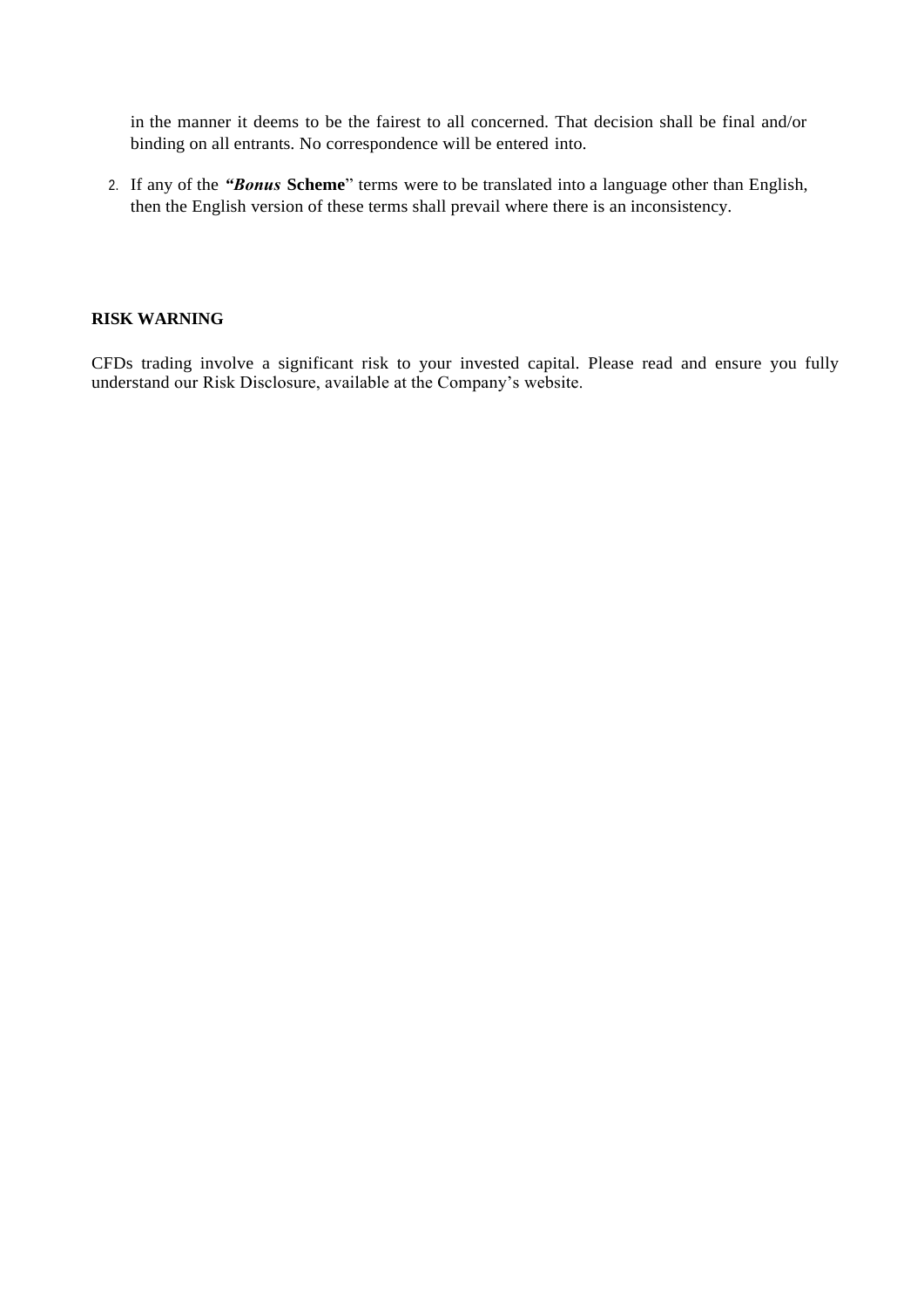in the manner it deems to be the fairest to all concerned. That decision shall be final and/or binding on all entrants. No correspondence will be entered into.

2. If any of the ***"Bonus*** **Scheme**" terms were to be translated into a language other than English, then the English version of these terms shall prevail where there is an inconsistency.

**RISK WARNING**

CFDs trading involve a significant risk to your invested capital. Please read and ensure you fully understand our Risk Disclosure, available at the Company's website.